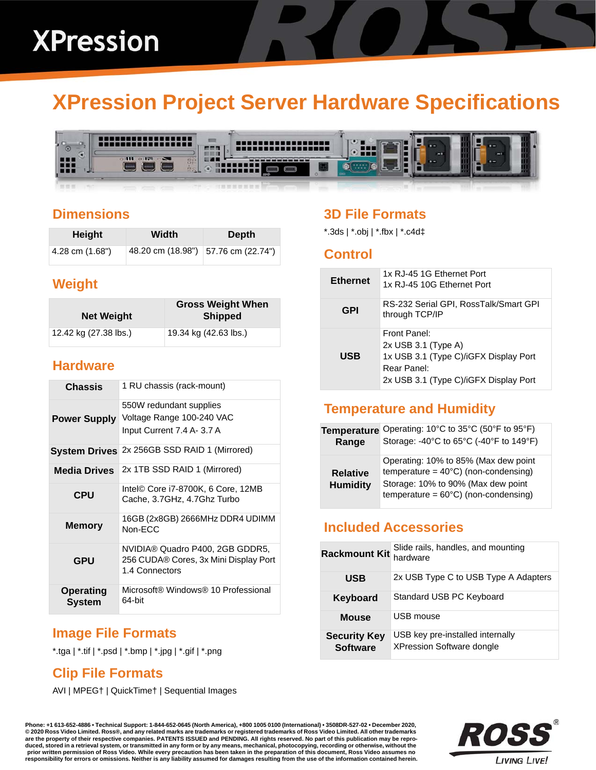# XPression

# XPression Project Server Hardware Specifications

## Dimensions

| Height | Width | Depth |
|---|---|---|
| 4.28 cm (1.68") | 48.20 cm (18.98") | 57.76 cm (22.74") |

## Weight

| Net Weight | Gross Weight When Shipped |
|---|---|
| 12.42 kg (27.38 lbs.) | 19.34 kg (42.63 lbs.) |

## Hardware

| | |
|---|---|
| **Chassis** | 1 RU chassis (rack-mount) |
| **Power Supply** | 550W redundant supplies<br>Voltage Range 100-240 VAC<br>Input Current 7.4 A- 3.7 A |
| **System Drives** | 2x 256GB SSD RAID 1 (Mirrored) |
| **Media Drives** | 2x 1TB SSD RAID 1 (Mirrored) |
| **CPU** | Intel© Core i7-8700K, 6 Core, 12MB Cache, 3.7GHz, 4.7Ghz Turbo |
| **Memory** | 16GB (2x8GB) 2666MHz DDR4 UDIMM Non-ECC |
| **GPU** | NVIDIA® Quadro P400, 2GB GDDR5, 256 CUDA® Cores, 3x Mini Display Port 1.4 Connectors |
| **Operating System** | Microsoft® Windows® 10 Professional 64-bit |

## Image File Formats

*.tga | *.tif | *.psd | *.bmp | *.jpg | *.gif | *.png

## Clip File Formats

AVI | MPEG† | QuickTime† | Sequential Images

## 3D File Formats

*.3ds | *.obj | *.fbx | *.c4d‡

## Control

| | |
|---|---|
| **Ethernet** | 1x RJ-45 1G Ethernet Port<br>1x RJ-45 10G Ethernet Port |
| **GPI** | RS-232 Serial GPI, RossTalk/Smart GPI through TCP/IP |
| **USB** | Front Panel:<br>2x USB 3.1 (Type A)<br>1x USB 3.1 (Type C)/iGFX Display Port<br>Rear Panel:<br>2x USB 3.1 (Type C)/iGFX Display Port |

## Temperature and Humidity

| | |
|---|---|
| **Temperature Range** | Operating: 10°C to 35°C (50°F to 95°F)<br>Storage: -40°C to 65°C (-40°F to 149°F) |
| **Relative Humidity** | Operating: 10% to 85% (Max dew point temperature = 40°C) (non-condensing)<br>Storage: 10% to 90% (Max dew point temperature = 60°C) (non-condensing) |

## Included Accessories

| | |
|---|---|
| **Rackmount Kit** | Slide rails, handles, and mounting hardware |
| **USB** | 2x USB Type C to USB Type A Adapters |
| **Keyboard** | Standard USB PC Keyboard |
| **Mouse** | USB mouse |
| **Security Key Software** | USB key pre-installed internally<br>XPression Software dongle |

**Phone: +1 613-652-4886 • Technical Support: 1-844-652-0645 (North America), +800 1005 0100 (International) • 3508DR-527-02 • December 2020, © 2020 Ross Video Limited. Ross®, and any related marks are trademarks or registered trademarks of Ross Video Limited. All other trademarks are the property of their respective companies. PATENTS ISSUED and PENDING. All rights reserved. No part of this publication may be reproduced, stored in a retrieval system, or transmitted in any form or by any means, mechanical, photocopying, recording or otherwise, without the prior written permission of Ross Video. While every precaution has been taken in the preparation of this document, Ross Video assumes no responsibility for errors or omissions. Neither is any liability assumed for damages resulting from the use of the information contained herein.**

ROSS® LIVING LIVE!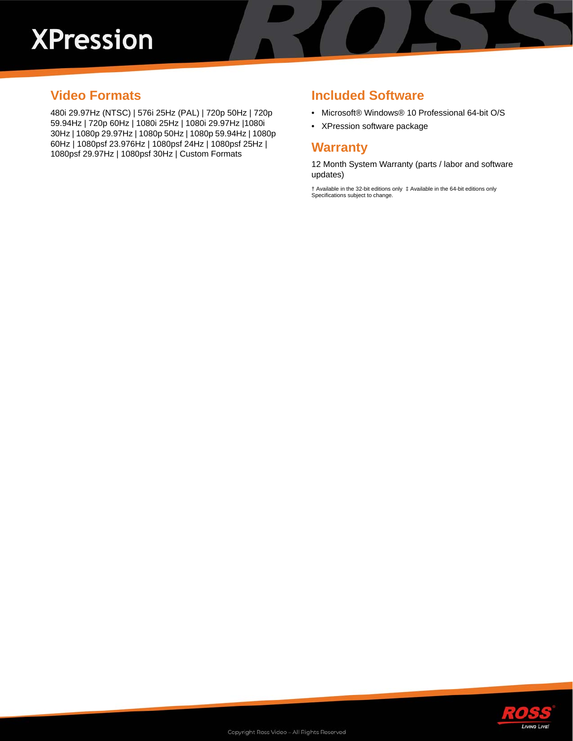## Video Formats

480i 29.97Hz (NTSC) | 576i 25Hz (PAL) | 720p 50Hz | 720p 59.94Hz | 720p 60Hz | 1080i 25Hz | 1080i 29.97Hz |1080i 30Hz | 1080p 29.97Hz | 1080p 50Hz | 1080p 59.94Hz | 1080p 60Hz | 1080psf 23.976Hz | 1080psf 24Hz | 1080psf 25Hz | 1080psf 29.97Hz | 1080psf 30Hz | Custom Formats

## Included Software

- Microsoft® Windows® 10 Professional 64-bit O/S
- XPression software package

## Warranty

12 Month System Warranty (parts / labor and software updates)

† Available in the 32-bit editions only ‡ Available in the 64-bit editions only
Specifications subject to change.